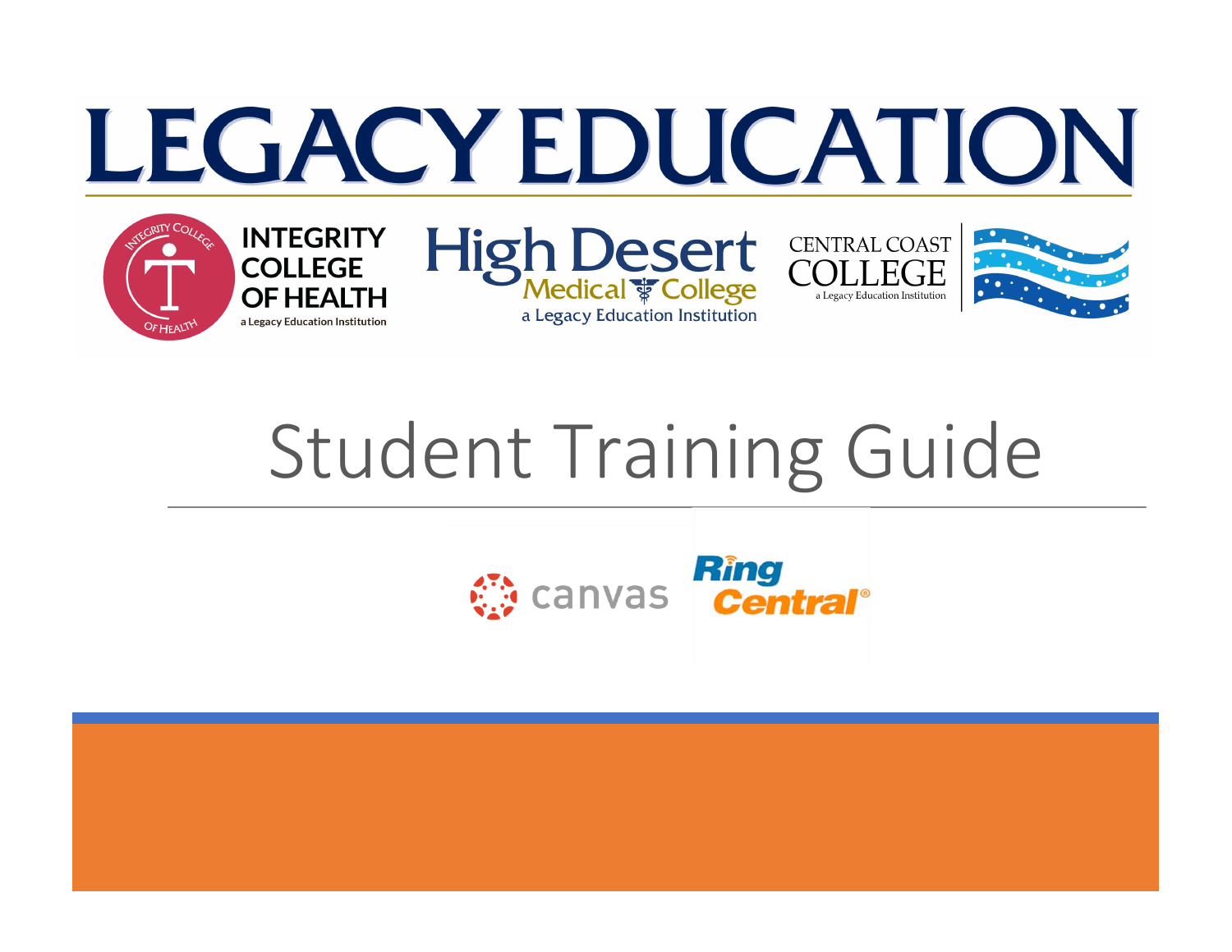# LEGACY EDUCATION

INTEGRITY COLLEGE OF HEALTH
a Legacy Education Institution

High Desert Medical College
a Legacy Education Institution

CENTRAL COAST COLLEGE
a Legacy Education Institution

# Student Training Guide

canvas

RingCentral®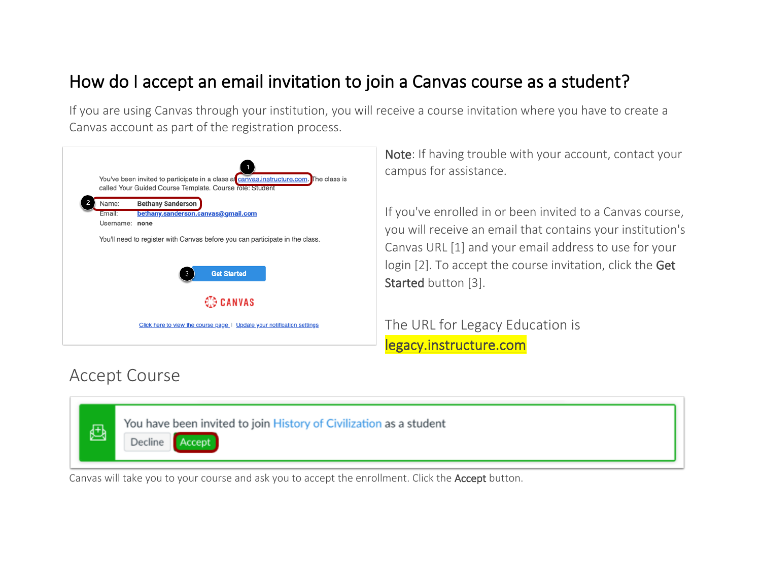# How do I accept an email invitation to join a Canvas course as a student?

If you are using Canvas through your institution, you will receive a course invitation where you have to create a Canvas account as part of the registration process.

**Note**: If having trouble with your account, contact your campus for assistance.

If you've enrolled in or been invited to a Canvas course, you will receive an email that contains your institution's Canvas URL [1] and your email address to use for your login [2]. To accept the course invitation, click the **Get Started** button [3].

The URL for Legacy Education is legacy.instructure.com

## Accept Course

Canvas will take you to your course and ask you to accept the enrollment. Click the **Accept** button.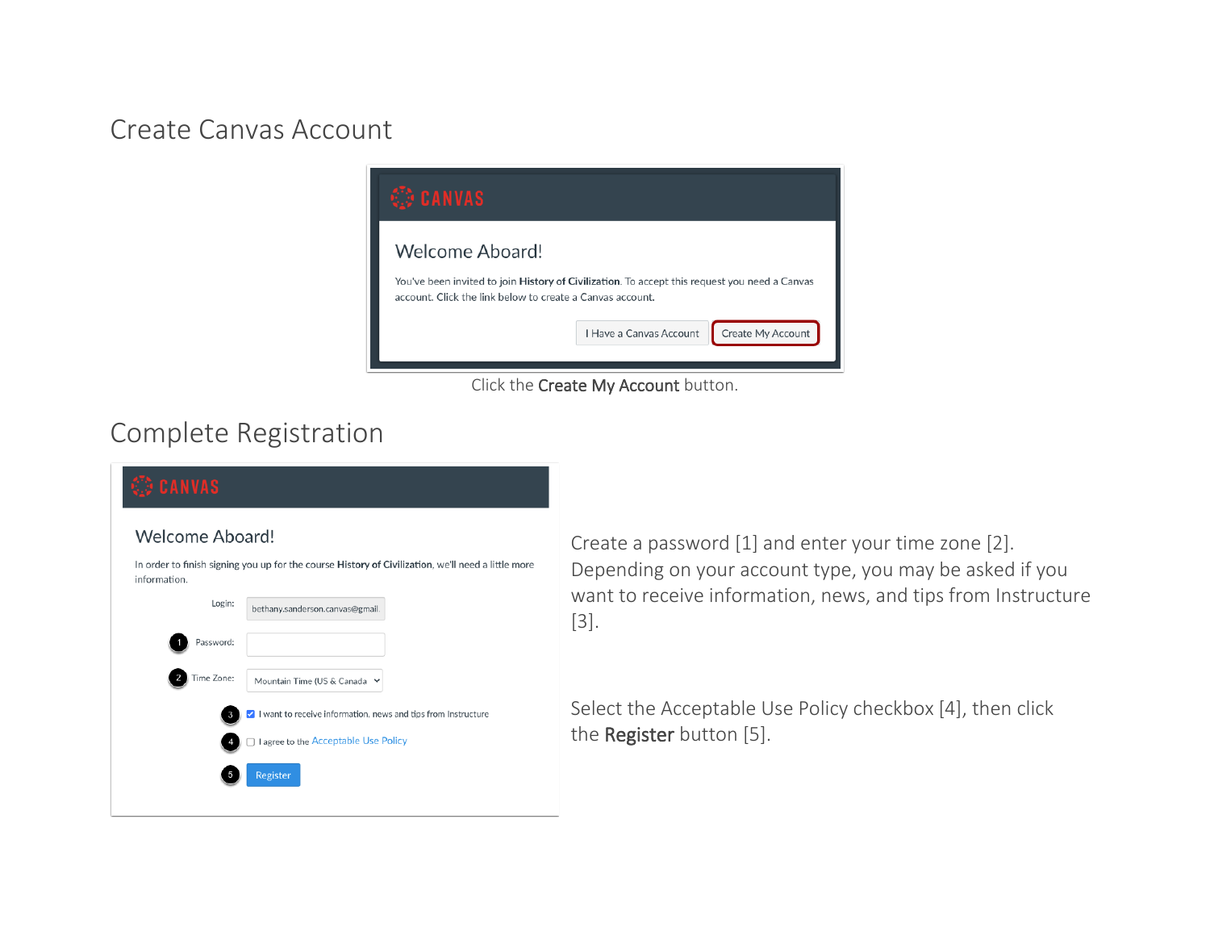## Create Canvas Account

Click the **Create My Account** button.

## Complete Registration

Create a password [1] and enter your time zone [2]. Depending on your account type, you may be asked if you want to receive information, news, and tips from Instructure [3].

Select the Acceptable Use Policy checkbox [4], then click the **Register** button [5].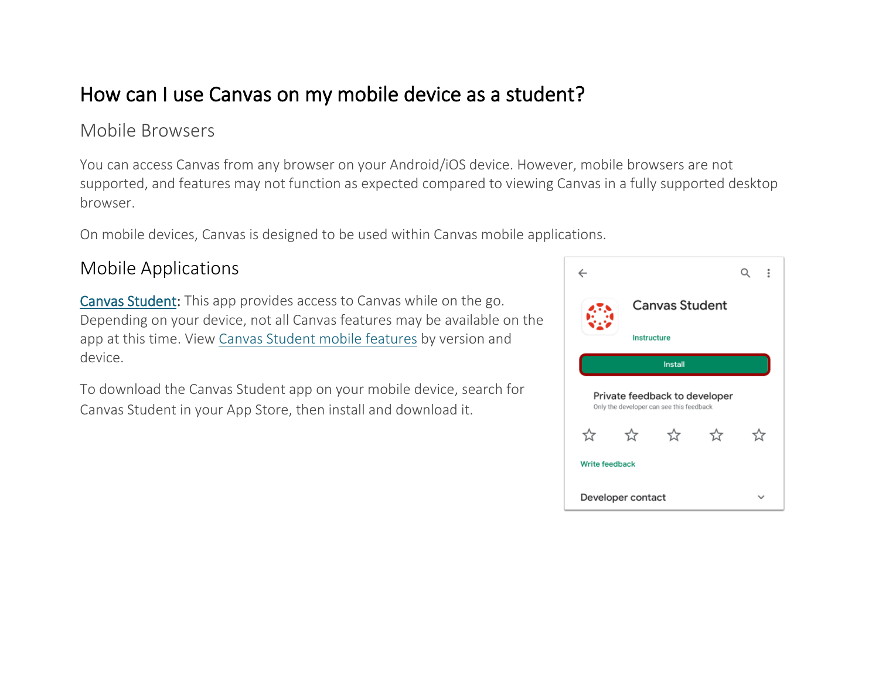# How can I use Canvas on my mobile device as a student?

## Mobile Browsers

You can access Canvas from any browser on your Android/iOS device. However, mobile browsers are not supported, and features may not function as expected compared to viewing Canvas in a fully supported desktop browser.

On mobile devices, Canvas is designed to be used within Canvas mobile applications.

## Mobile Applications

**Canvas Student**: This app provides access to Canvas while on the go. Depending on your device, not all Canvas features may be available on the app at this time. View Canvas Student mobile features by version and device.

To download the Canvas Student app on your mobile device, search for Canvas Student in your App Store, then install and download it.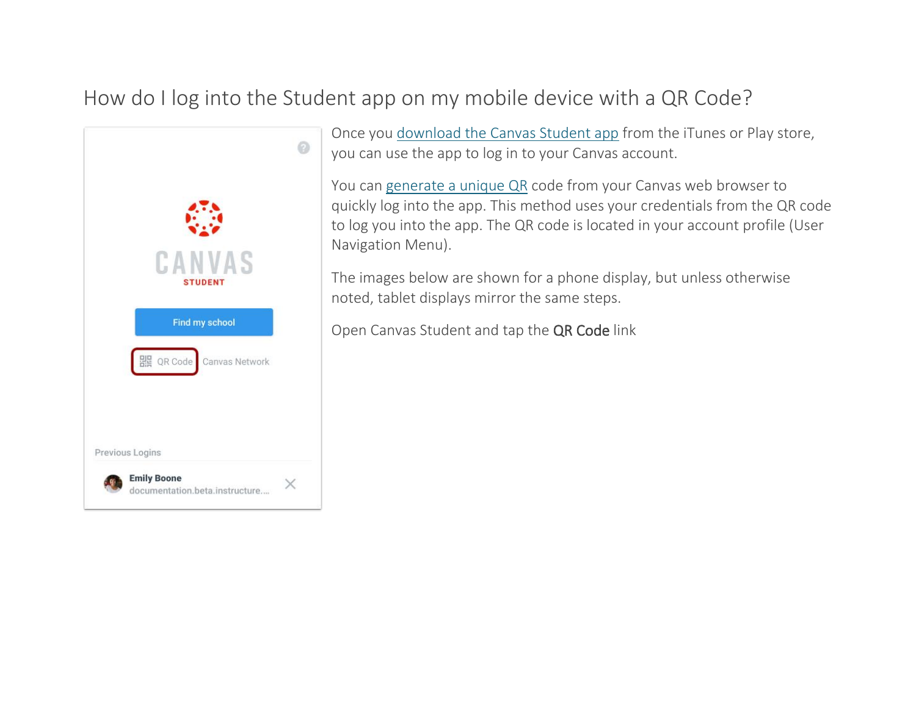# How do I log into the Student app on my mobile device with a QR Code?

Once you download the Canvas Student app from the iTunes or Play store, you can use the app to log in to your Canvas account.

You can generate a unique QR code from your Canvas web browser to quickly log into the app. This method uses your credentials from the QR code to log you into the app. The QR code is located in your account profile (User Navigation Menu).

The images below are shown for a phone display, but unless otherwise noted, tablet displays mirror the same steps.

Open Canvas Student and tap the **QR Code** link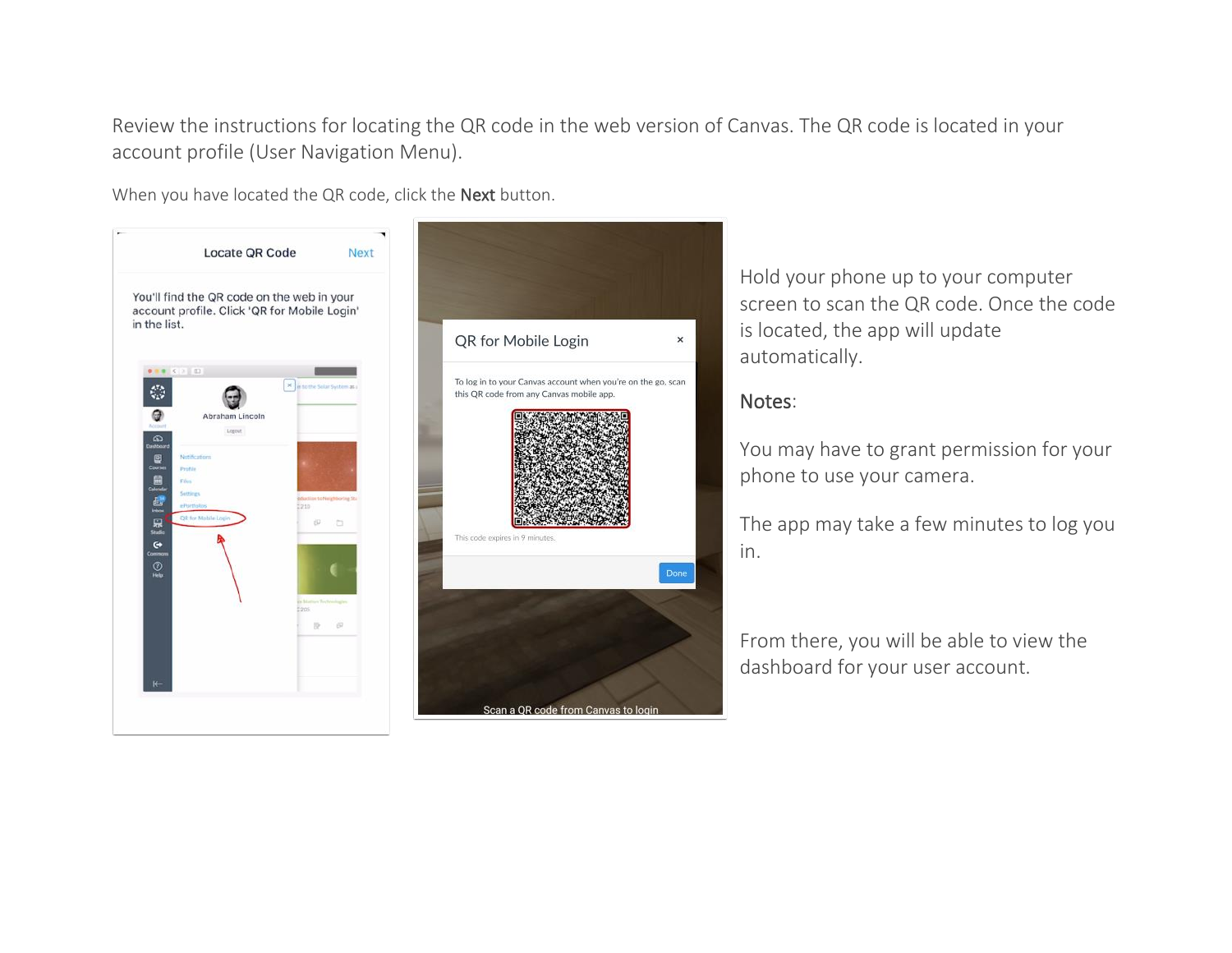Review the instructions for locating the QR code in the web version of Canvas. The QR code is located in your account profile (User Navigation Menu).

When you have located the QR code, click the **Next** button.

Hold your phone up to your computer screen to scan the QR code. Once the code is located, the app will update automatically.

**Notes**:

You may have to grant permission for your phone to use your camera.

The app may take a few minutes to log you in.

From there, you will be able to view the dashboard for your user account.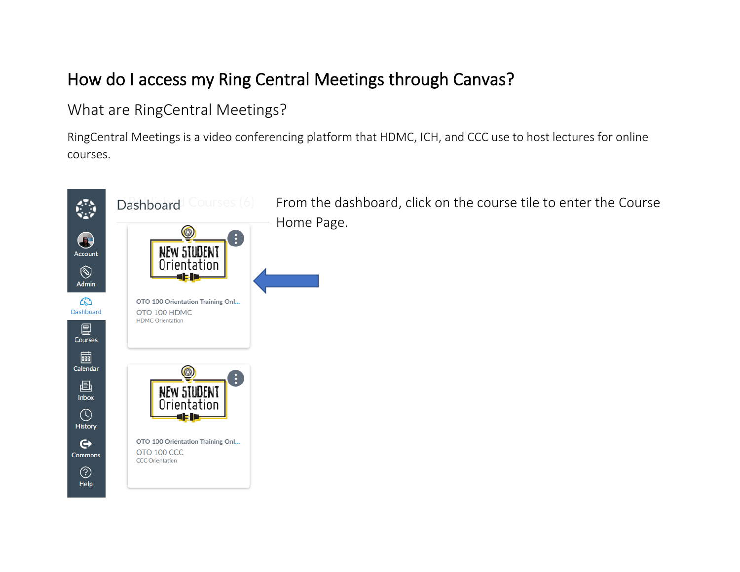# How do I access my Ring Central Meetings through Canvas?

## What are RingCentral Meetings?

RingCentral Meetings is a video conferencing platform that HDMC, ICH, and CCC use to host lectures for online courses.

From the dashboard, click on the course tile to enter the Course Home Page.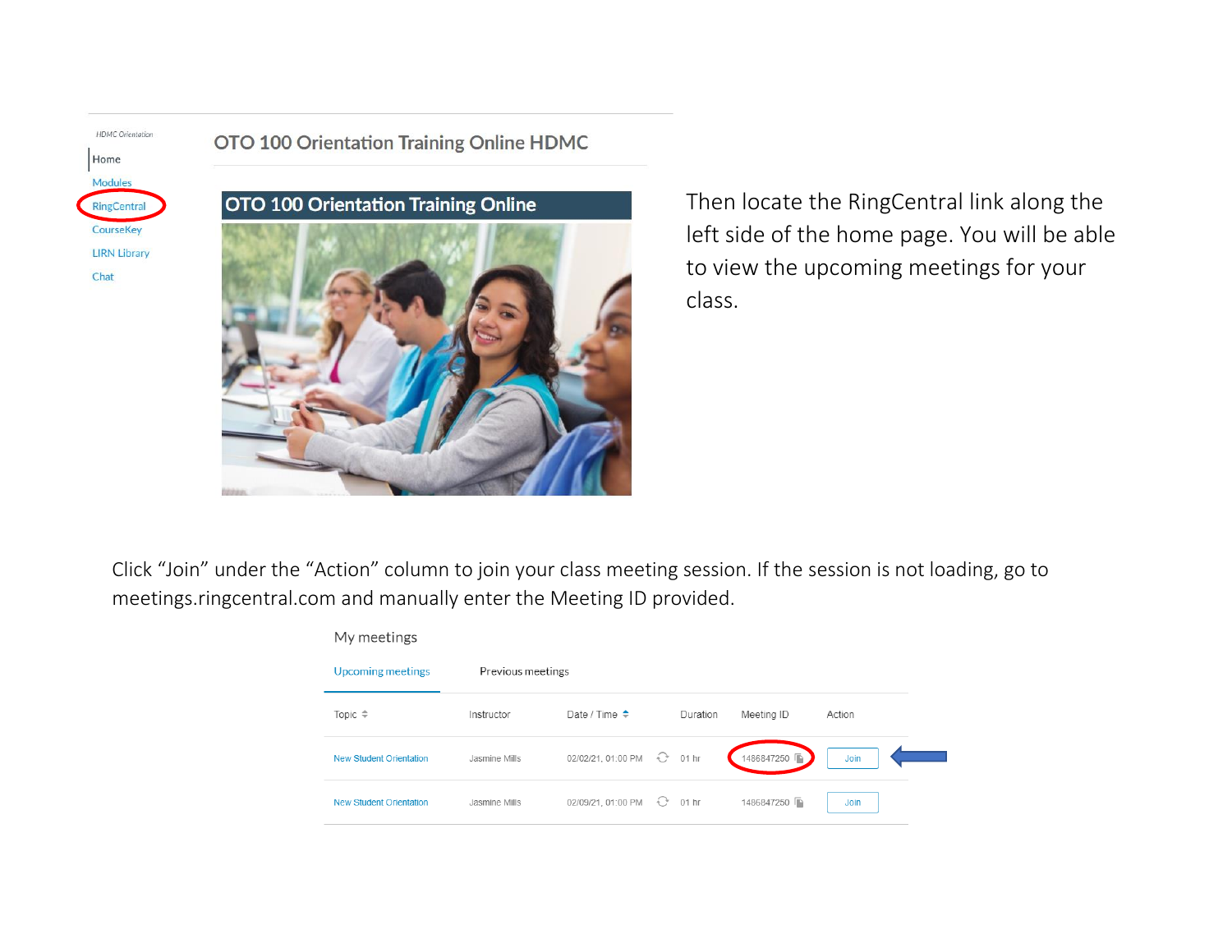HDMC Orientation

Home

Modules

RingCentral

CourseKey

LIRN Library

Chat

OTO 100 Orientation Training Online HDMC

OTO 100 Orientation Training Online

Then locate the RingCentral link along the left side of the home page. You will be able to view the upcoming meetings for your class.

Click "Join" under the "Action" column to join your class meeting session. If the session is not loading, go to meetings.ringcentral.com and manually enter the Meeting ID provided.

My meetings

Upcoming meetings    Previous meetings

| Topic | Instructor | Date / Time | | Duration | Meeting ID | Action |
|---|---|---|---|---|---|---|
| New Student Orientation | Jasmine Mills | 02/02/21, 01:00 PM | | 01 hr | 1486847250 | Join |
| New Student Orientation | Jasmine Mills | 02/09/21, 01:00 PM | | 01 hr | 1486847250 | Join |